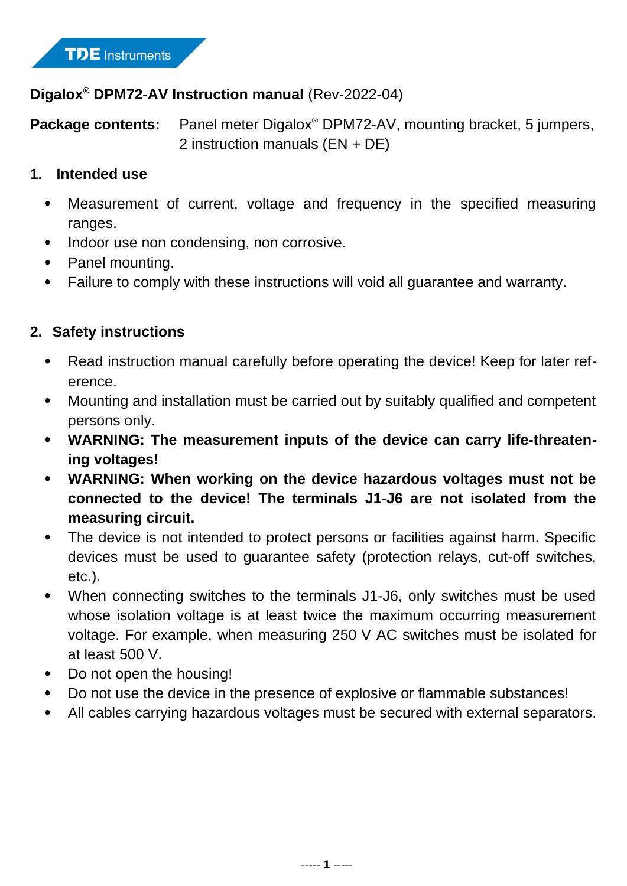**Digalox® DPM72-AV Instruction manual** (Rev-2022-04)

**Package contents:** Panel meter Digalox® DPM72-AV, mounting bracket, 5 jumpers, 2 instruction manuals (EN + DE)

## 1. Intended use

- Measurement of current, voltage and frequency in the specified measuring ranges.
- Indoor use non condensing, non corrosive.
- Panel mounting.
- Failure to comply with these instructions will void all guarantee and warranty.

## 2. Safety instructions

- Read instruction manual carefully before operating the device! Keep for later reference.
- Mounting and installation must be carried out by suitably qualified and competent persons only.
- **WARNING: The measurement inputs of the device can carry life-threatening voltages!**
- **WARNING: When working on the device hazardous voltages must not be connected to the device! The terminals J1-J6 are not isolated from the measuring circuit.**
- The device is not intended to protect persons or facilities against harm. Specific devices must be used to guarantee safety (protection relays, cut-off switches, etc.).
- When connecting switches to the terminals J1-J6, only switches must be used whose isolation voltage is at least twice the maximum occurring measurement voltage. For example, when measuring 250 V AC switches must be isolated for at least 500 V.
- Do not open the housing!
- Do not use the device in the presence of explosive or flammable substances!
- All cables carrying hazardous voltages must be secured with external separators.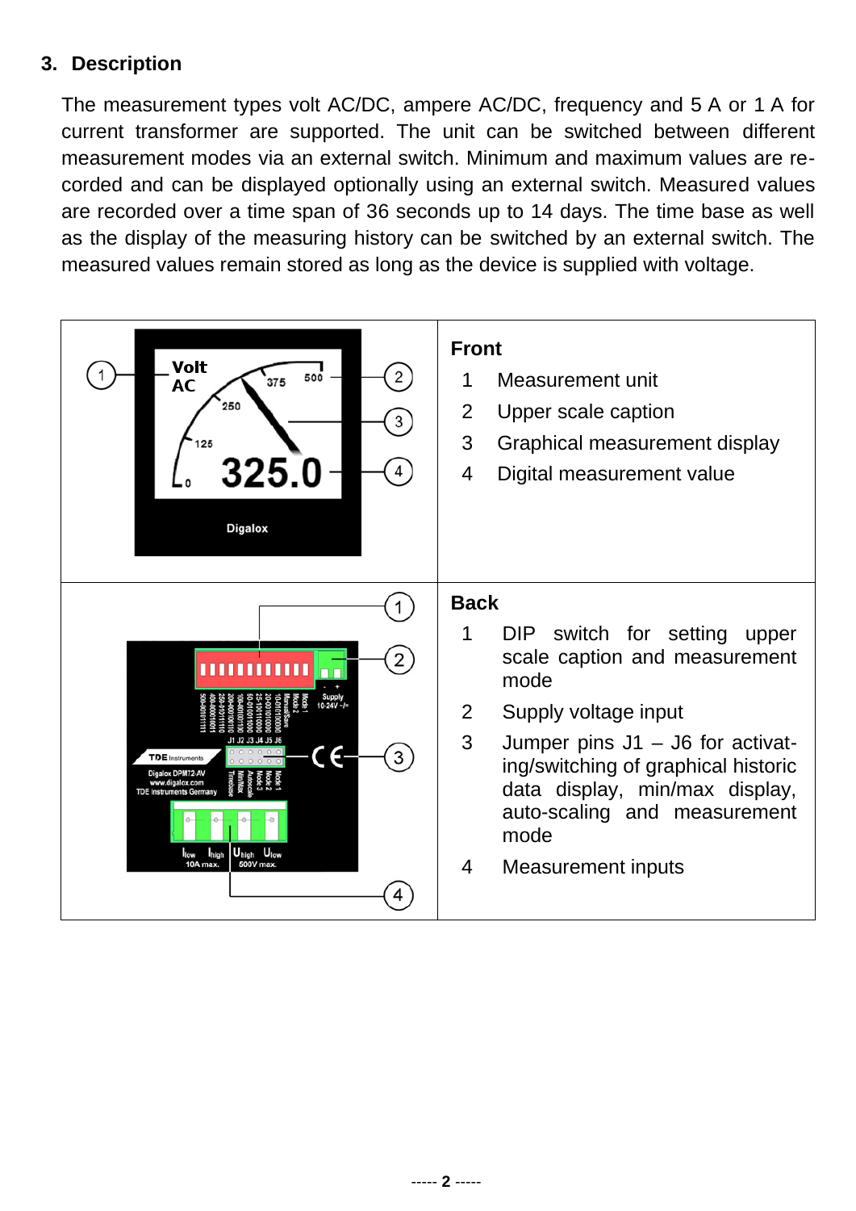## 3. Description

The measurement types volt AC/DC, ampere AC/DC, frequency and 5 A or 1 A for current transformer are supported. The unit can be switched between different measurement modes via an external switch. Minimum and maximum values are recorded and can be displayed optionally using an external switch. Measured values are recorded over a time span of 36 seconds up to 14 days. The time base as well as the display of the measuring history can be switched by an external switch. The measured values remain stored as long as the device is supplied with voltage.

**Front**

1. Measurement unit
2. Upper scale caption
3. Graphical measurement display
4. Digital measurement value

**Back**

1. DIP switch for setting upper scale caption and measurement mode
2. Supply voltage input
3. Jumper pins J1 – J6 for activating/switching of graphical historic data display, min/max display, auto-scaling and measurement mode
4. Measurement inputs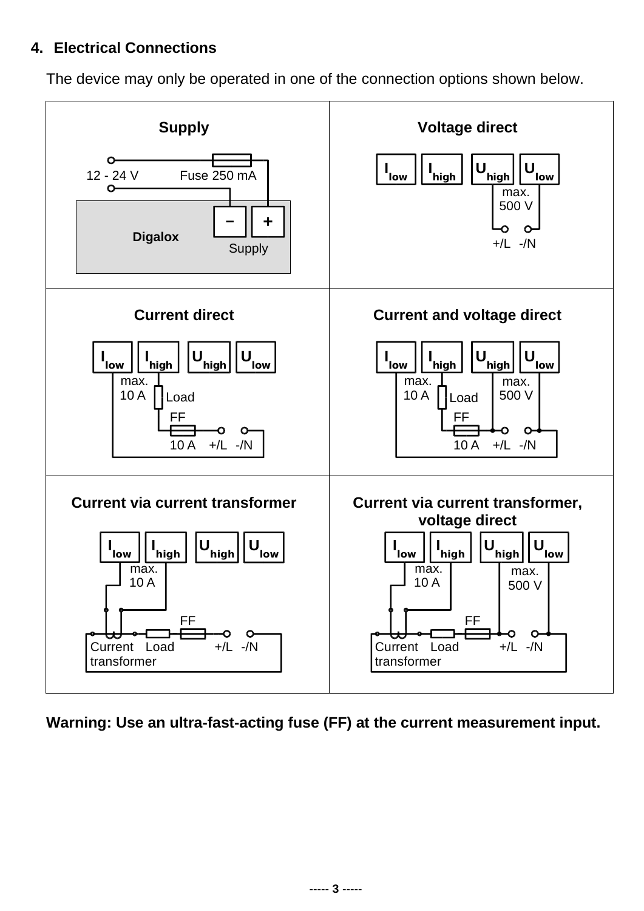## 4. Electrical Connections

The device may only be operated in one of the connection options shown below.

| Supply | Voltage direct |
|---|---|
| 12 - 24 V, Fuse 250 mA, Digalox, – +, Supply | $I_{low}$ $I_{high}$ $U_{high}$ $U_{low}$, max. 500 V, +/L -/N |
| **Current direct** | **Current and voltage direct** |
| $I_{low}$ $I_{high}$ $U_{high}$ $U_{low}$, max. 10 A, Load, FF, 10 A, +/L -/N | $I_{low}$ $I_{high}$ $U_{high}$ $U_{low}$, max. 10 A, Load, max. 500 V, FF, 10 A, +/L -/N |
| **Current via current transformer** | **Current via current transformer, voltage direct** |
| $I_{low}$ $I_{high}$ $U_{high}$ $U_{low}$, max. 10 A, FF, Current transformer, Load, +/L -/N | $I_{low}$ $I_{high}$ $U_{high}$ $U_{low}$, max. 10 A, max. 500 V, FF, Current transformer, Load, +/L -/N |

**Warning: Use an ultra-fast-acting fuse (FF) at the current measurement input.**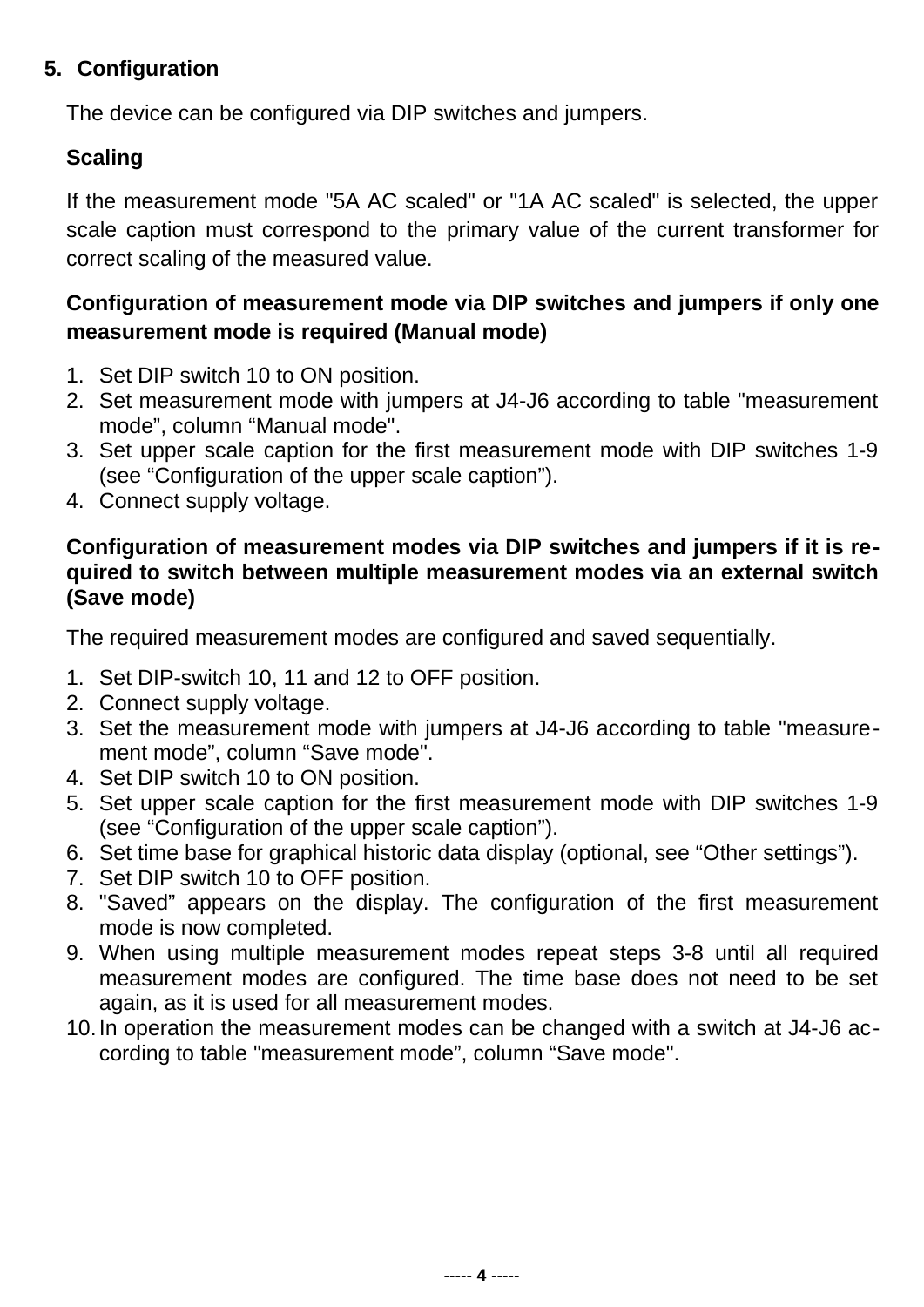## 5. Configuration

The device can be configured via DIP switches and jumpers.

### Scaling

If the measurement mode "5A AC scaled" or "1A AC scaled" is selected, the upper scale caption must correspond to the primary value of the current transformer for correct scaling of the measured value.

### Configuration of measurement mode via DIP switches and jumpers if only one measurement mode is required (Manual mode)

1. Set DIP switch 10 to ON position.
2. Set measurement mode with jumpers at J4-J6 according to table "measurement mode", column "Manual mode".
3. Set upper scale caption for the first measurement mode with DIP switches 1-9 (see "Configuration of the upper scale caption").
4. Connect supply voltage.

### Configuration of measurement modes via DIP switches and jumpers if it is required to switch between multiple measurement modes via an external switch (Save mode)

The required measurement modes are configured and saved sequentially.

1. Set DIP-switch 10, 11 and 12 to OFF position.
2. Connect supply voltage.
3. Set the measurement mode with jumpers at J4-J6 according to table "measurement mode", column "Save mode".
4. Set DIP switch 10 to ON position.
5. Set upper scale caption for the first measurement mode with DIP switches 1-9 (see "Configuration of the upper scale caption").
6. Set time base for graphical historic data display (optional, see "Other settings").
7. Set DIP switch 10 to OFF position.
8. "Saved" appears on the display. The configuration of the first measurement mode is now completed.
9. When using multiple measurement modes repeat steps 3-8 until all required measurement modes are configured. The time base does not need to be set again, as it is used for all measurement modes.
10. In operation the measurement modes can be changed with a switch at J4-J6 according to table "measurement mode", column "Save mode".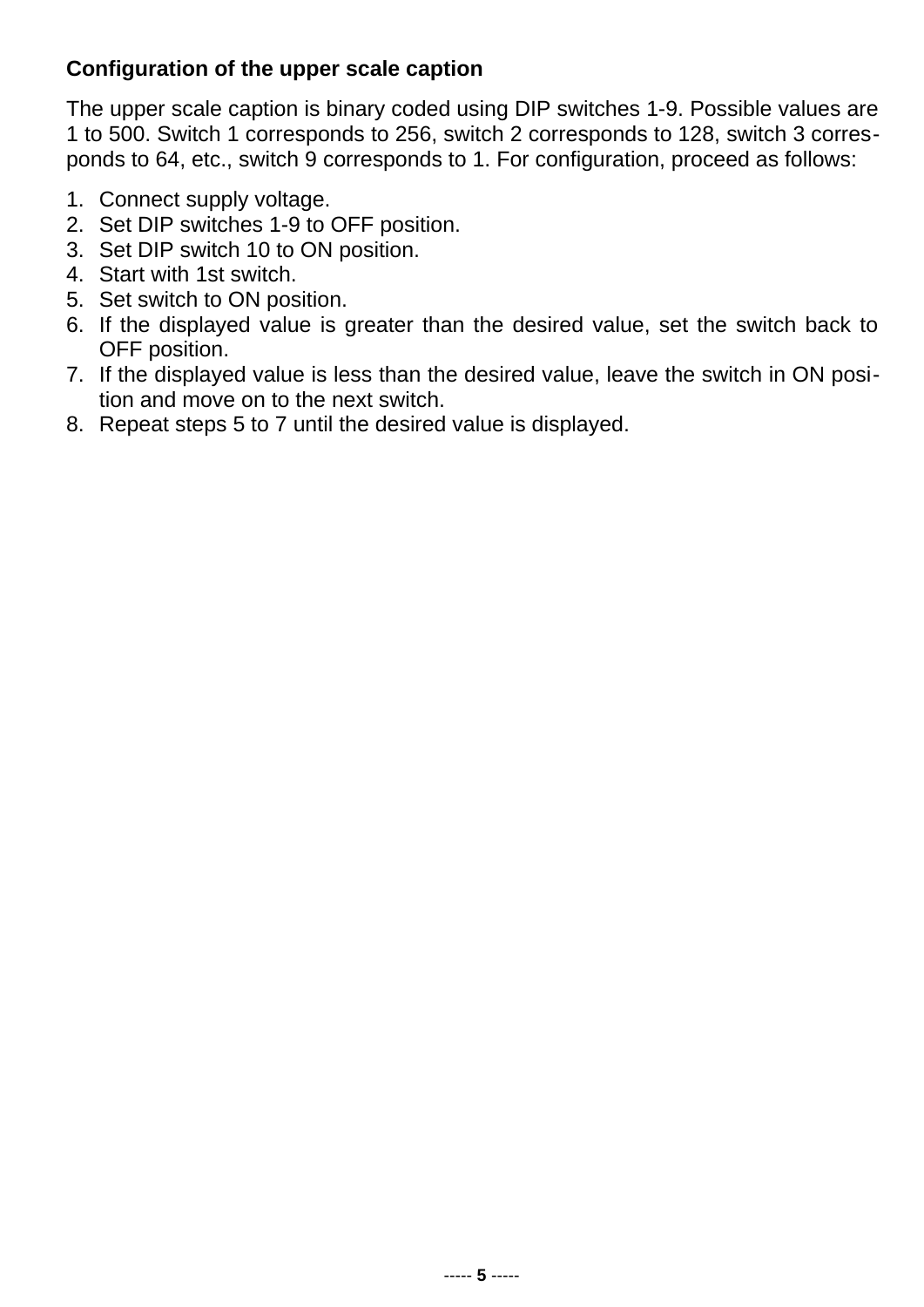**Configuration of the upper scale caption**

The upper scale caption is binary coded using DIP switches 1-9. Possible values are 1 to 500. Switch 1 corresponds to 256, switch 2 corresponds to 128, switch 3 corresponds to 64, etc., switch 9 corresponds to 1. For configuration, proceed as follows:

1. Connect supply voltage.
2. Set DIP switches 1-9 to OFF position.
3. Set DIP switch 10 to ON position.
4. Start with 1st switch.
5. Set switch to ON position.
6. If the displayed value is greater than the desired value, set the switch back to OFF position.
7. If the displayed value is less than the desired value, leave the switch in ON position and move on to the next switch.
8. Repeat steps 5 to 7 until the desired value is displayed.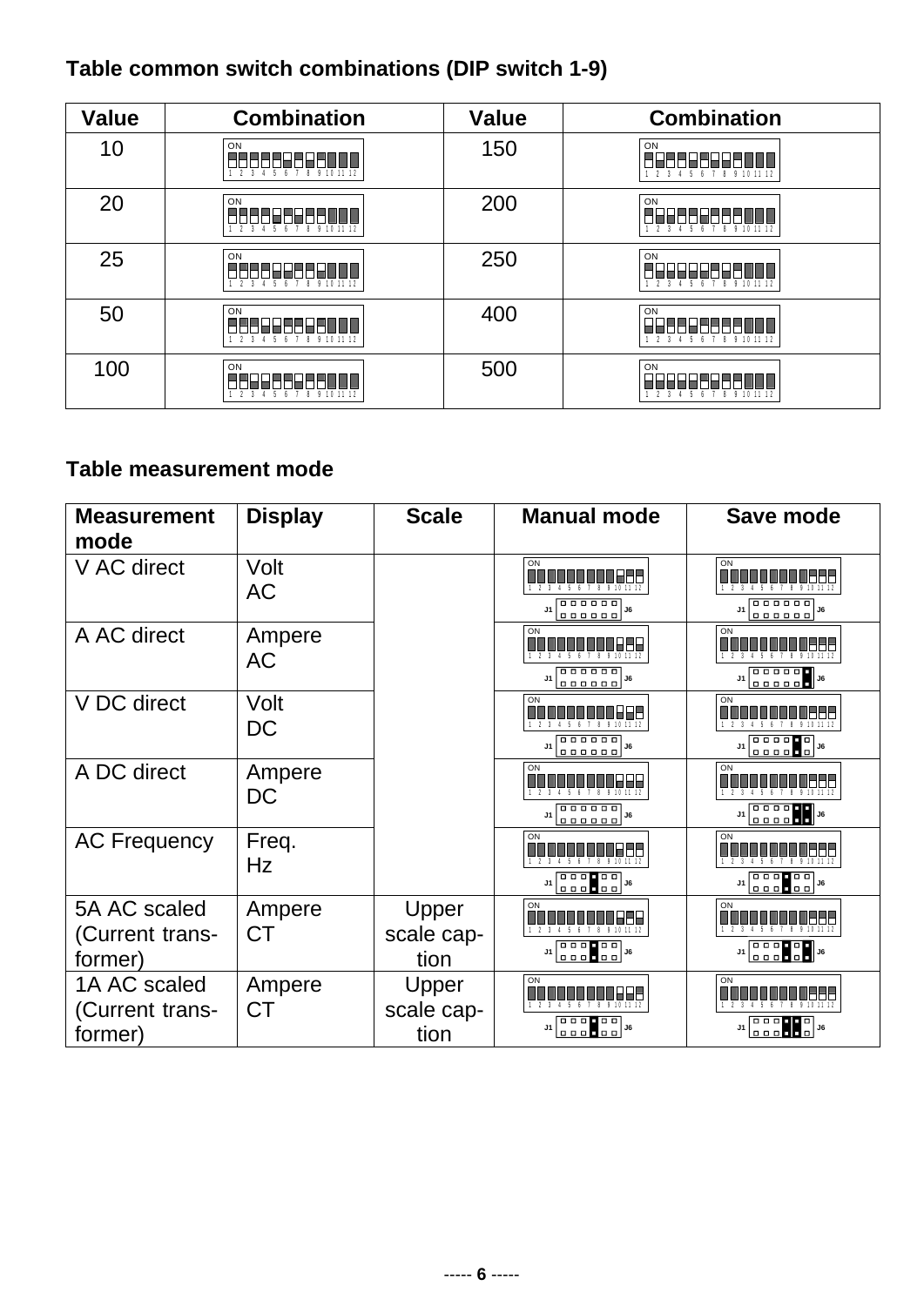## Table common switch combinations (DIP switch 1-9)

| Value | Combination | Value | Combination |
|---|---|---|---|
| 10 | | 150 | |
| 20 | | 200 | |
| 25 | | 250 | |
| 50 | | 400 | |
| 100 | | 500 | |

## Table measurement mode

| Measurement mode | Display | Scale | Manual mode | Save mode |
|---|---|---|---|---|
| V AC direct | Volt AC | | | |
| A AC direct | Ampere AC | | | |
| V DC direct | Volt DC | | | |
| A DC direct | Ampere DC | | | |
| AC Frequency | Freq. Hz | | | |
| 5A AC scaled (Current trans-former) | Ampere CT | Upper scale cap-tion | | |
| 1A AC scaled (Current trans-former) | Ampere CT | Upper scale cap-tion | | |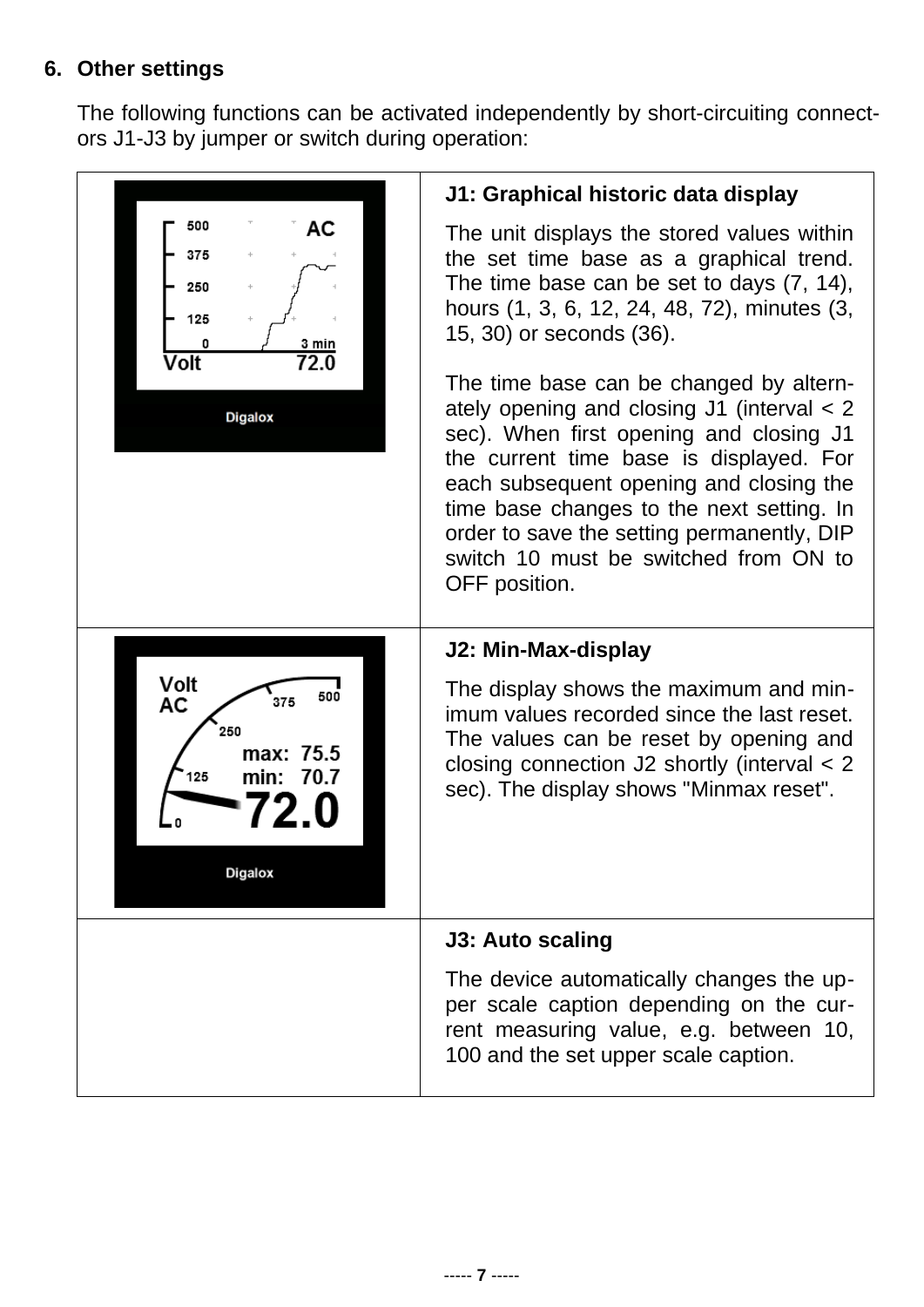## 6. Other settings

The following functions can be activated independently by short-circuiting connectors J1-J3 by jumper or switch during operation:

| | |
|---|---|
| | **J1: Graphical historic data display**<br><br>The unit displays the stored values within the set time base as a graphical trend. The time base can be set to days (7, 14), hours (1, 3, 6, 12, 24, 48, 72), minutes (3, 15, 30) or seconds (36).<br><br>The time base can be changed by alternately opening and closing J1 (interval < 2 sec). When first opening and closing J1 the current time base is displayed. For each subsequent opening and closing the time base changes to the next setting. In order to save the setting permanently, DIP switch 10 must be switched from ON to OFF position. |
| | **J2: Min-Max-display**<br><br>The display shows the maximum and minimum values recorded since the last reset. The values can be reset by opening and closing connection J2 shortly (interval < 2 sec). The display shows "Minmax reset". |
| | **J3: Auto scaling**<br><br>The device automatically changes the upper scale caption depending on the current measuring value, e.g. between 10, 100 and the set upper scale caption. |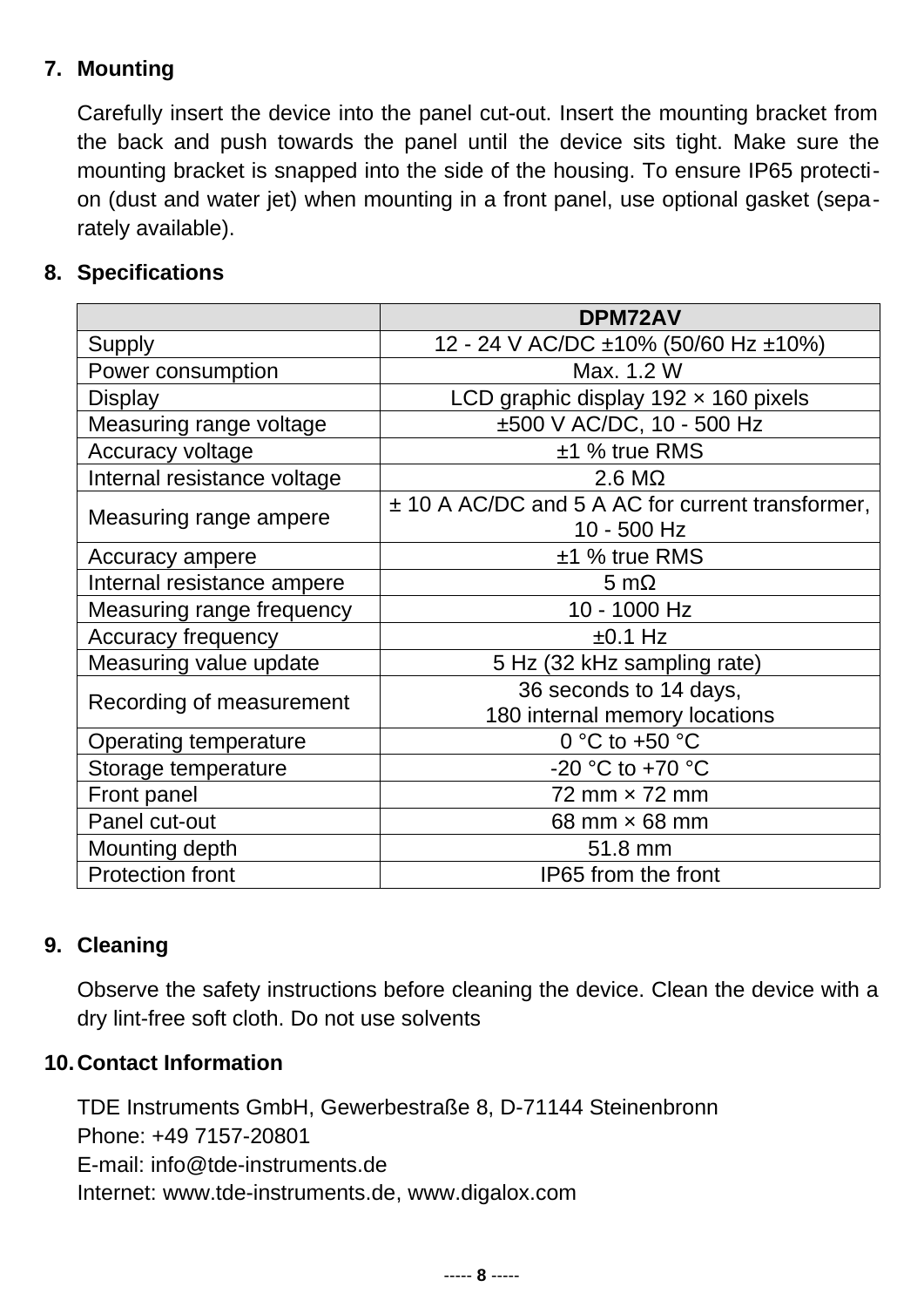## 7. Mounting

Carefully insert the device into the panel cut-out. Insert the mounting bracket from the back and push towards the panel until the device sits tight. Make sure the mounting bracket is snapped into the side of the housing. To ensure IP65 protection (dust and water jet) when mounting in a front panel, use optional gasket (separately available).

## 8. Specifications

| | **DPM72AV** |
|---|---|
| Supply | 12 - 24 V AC/DC ±10% (50/60 Hz ±10%) |
| Power consumption | Max. 1.2 W |
| Display | LCD graphic display 192 × 160 pixels |
| Measuring range voltage | ±500 V AC/DC, 10 - 500 Hz |
| Accuracy voltage | ±1 % true RMS |
| Internal resistance voltage | 2.6 MΩ |
| Measuring range ampere | ± 10 A AC/DC and 5 A AC for current transformer, 10 - 500 Hz |
| Accuracy ampere | ±1 % true RMS |
| Internal resistance ampere | 5 mΩ |
| Measuring range frequency | 10 - 1000 Hz |
| Accuracy frequency | ±0.1 Hz |
| Measuring value update | 5 Hz (32 kHz sampling rate) |
| Recording of measurement | 36 seconds to 14 days, 180 internal memory locations |
| Operating temperature | 0 °C to +50 °C |
| Storage temperature | -20 °C to +70 °C |
| Front panel | 72 mm × 72 mm |
| Panel cut-out | 68 mm × 68 mm |
| Mounting depth | 51.8 mm |
| Protection front | IP65 from the front |

## 9. Cleaning

Observe the safety instructions before cleaning the device. Clean the device with a dry lint-free soft cloth. Do not use solvents

## 10. Contact Information

TDE Instruments GmbH, Gewerbestraße 8, D-71144 Steinenbronn
Phone: +49 7157-20801
E-mail: info@tde-instruments.de
Internet: www.tde-instruments.de, www.digalox.com